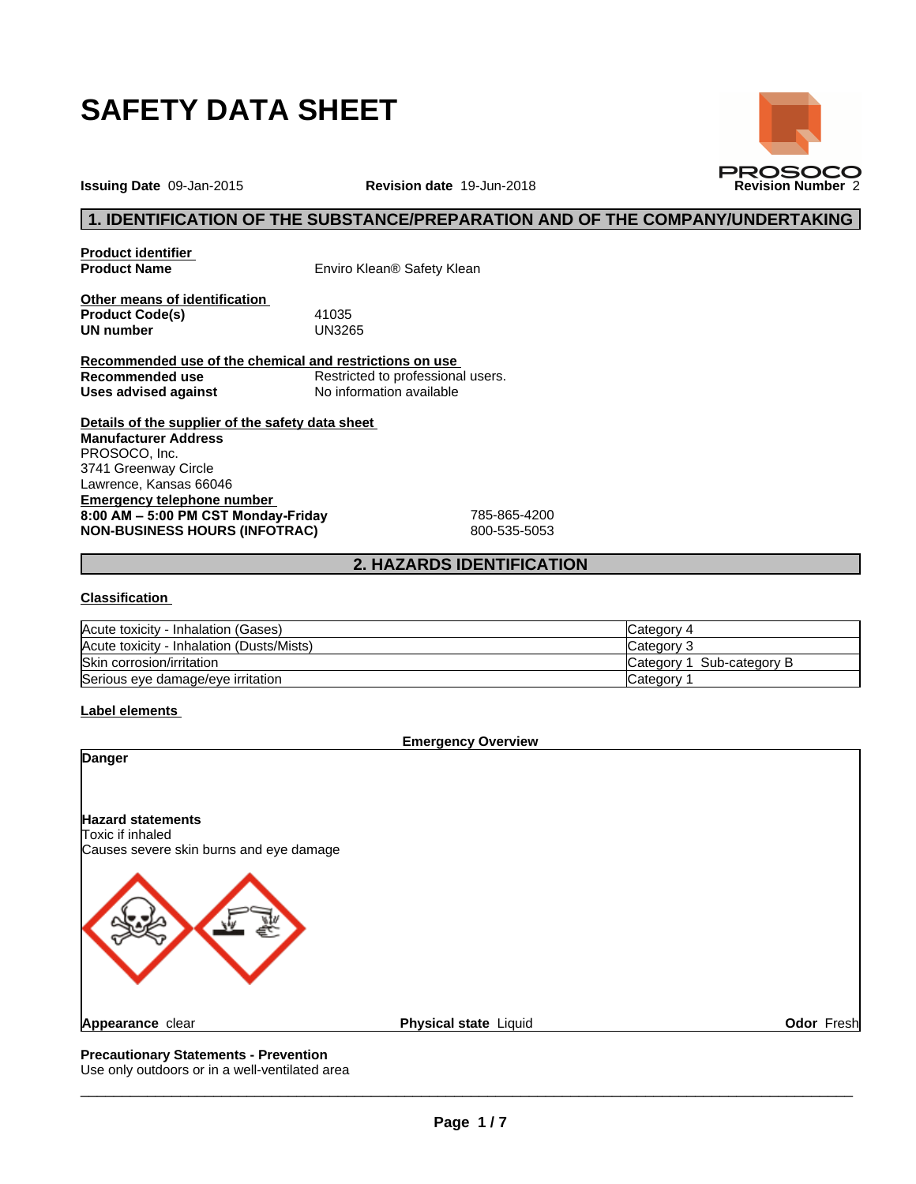# SAFETY DATA SHEET

PROSOCO

**Issuing Date** 09-Jan-2015 **Revision date** 19-Jun-2018 **Revision Number** 2

## 1. IDENTIFICATION OF THE SUBSTANCE/PREPARATION AND OF THE COMPANY/UNDERTAKING

**Product identifier**

**Product Name** Enviro Klean® Safety Klean

**Other means of identification**

**Product Code(s)** 41035

**UN number** UN3265

**Recommended use of the chemical and restrictions on use**

**Recommended use** Restricted to professional users.

**Uses advised against** No information available

**Details of the supplier of the safety data sheet**

**Manufacturer Address**
PROSOCO, Inc.
3741 Greenway Circle
Lawrence, Kansas 66046

**Emergency telephone number**

**8:00 AM – 5:00 PM CST Monday-Friday** 785-865-4200

**NON-BUSINESS HOURS (INFOTRAC)** 800-535-5053

## 2. HAZARDS IDENTIFICATION

**Classification**

| | |
|---|---|
| Acute toxicity - Inhalation (Gases) | Category 4 |
| Acute toxicity - Inhalation (Dusts/Mists) | Category 3 |
| Skin corrosion/irritation | Category 1 Sub-category B |
| Serious eye damage/eye irritation | Category 1 |

**Label elements**

**Emergency Overview**

**Danger**

**Hazard statements**
Toxic if inhaled
Causes severe skin burns and eye damage

**Appearance** clear **Physical state** Liquid **Odor** Fresh

**Precautionary Statements - Prevention**
Use only outdoors or in a well-ventilated area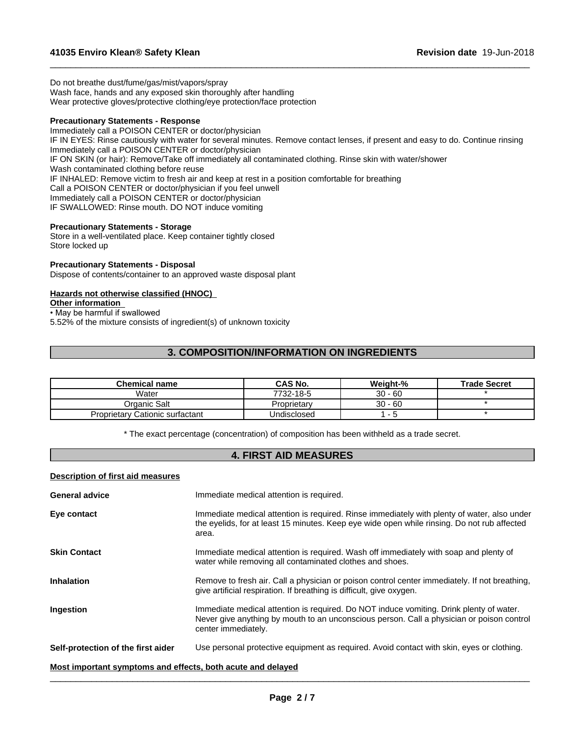Do not breathe dust/fume/gas/mist/vapors/spray
Wash face, hands and any exposed skin thoroughly after handling
Wear protective gloves/protective clothing/eye protection/face protection

**Precautionary Statements - Response**

Immediately call a POISON CENTER or doctor/physician
IF IN EYES: Rinse cautiously with water for several minutes. Remove contact lenses, if present and easy to do. Continue rinsing
Immediately call a POISON CENTER or doctor/physician
IF ON SKIN (or hair): Remove/Take off immediately all contaminated clothing. Rinse skin with water/shower
Wash contaminated clothing before reuse
IF INHALED: Remove victim to fresh air and keep at rest in a position comfortable for breathing
Call a POISON CENTER or doctor/physician if you feel unwell
Immediately call a POISON CENTER or doctor/physician
IF SWALLOWED: Rinse mouth. DO NOT induce vomiting

**Precautionary Statements - Storage**

Store in a well-ventilated place. Keep container tightly closed
Store locked up

**Precautionary Statements - Disposal**

Dispose of contents/container to an approved waste disposal plant

**Hazards not otherwise classified (HNOC)**

**Other information**

• May be harmful if swallowed
5.52% of the mixture consists of ingredient(s) of unknown toxicity

## 3. COMPOSITION/INFORMATION ON INGREDIENTS

| Chemical name | CAS No. | Weight-% | Trade Secret |
|---|---|---|---|
| Water | 7732-18-5 | 30 - 60 | * |
| Organic Salt | Proprietary | 30 - 60 | * |
| Proprietary Cationic surfactant | Undisclosed | 1 - 5 | * |

* The exact percentage (concentration) of composition has been withheld as a trade secret.

## 4. FIRST AID MEASURES

**Description of first aid measures**

**General advice** Immediate medical attention is required.

**Eye contact** Immediate medical attention is required. Rinse immediately with plenty of water, also under the eyelids, for at least 15 minutes. Keep eye wide open while rinsing. Do not rub affected area.

**Skin Contact** Immediate medical attention is required. Wash off immediately with soap and plenty of water while removing all contaminated clothes and shoes.

**Inhalation** Remove to fresh air. Call a physician or poison control center immediately. If not breathing, give artificial respiration. If breathing is difficult, give oxygen.

**Ingestion** Immediate medical attention is required. Do NOT induce vomiting. Drink plenty of water. Never give anything by mouth to an unconscious person. Call a physician or poison control center immediately.

**Self-protection of the first aider** Use personal protective equipment as required. Avoid contact with skin, eyes or clothing.

**Most important symptoms and effects, both acute and delayed**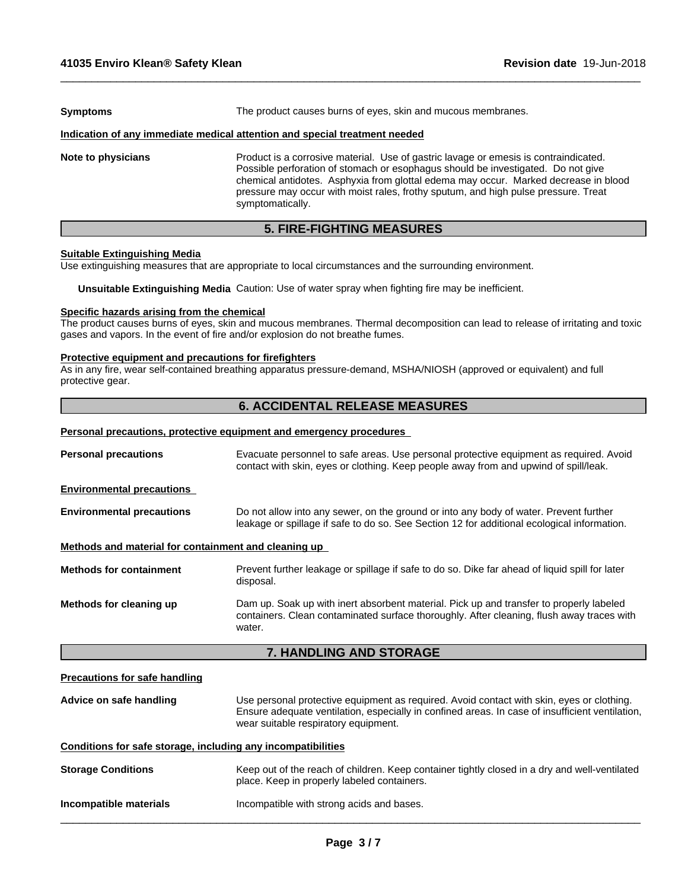**Symptoms** The product causes burns of eyes, skin and mucous membranes.

**Indication of any immediate medical attention and special treatment needed**

**Note to physicians** Product is a corrosive material. Use of gastric lavage or emesis is contraindicated. Possible perforation of stomach or esophagus should be investigated. Do not give chemical antidotes. Asphyxia from glottal edema may occur. Marked decrease in blood pressure may occur with moist rales, frothy sputum, and high pulse pressure. Treat symptomatically.

## 5. FIRE-FIGHTING MEASURES

**Suitable Extinguishing Media**

Use extinguishing measures that are appropriate to local circumstances and the surrounding environment.

**Unsuitable Extinguishing Media** Caution: Use of water spray when fighting fire may be inefficient.

**Specific hazards arising from the chemical**

The product causes burns of eyes, skin and mucous membranes. Thermal decomposition can lead to release of irritating and toxic gases and vapors. In the event of fire and/or explosion do not breathe fumes.

**Protective equipment and precautions for firefighters**

As in any fire, wear self-contained breathing apparatus pressure-demand, MSHA/NIOSH (approved or equivalent) and full protective gear.

## 6. ACCIDENTAL RELEASE MEASURES

**Personal precautions, protective equipment and emergency procedures**

**Personal precautions** Evacuate personnel to safe areas. Use personal protective equipment as required. Avoid contact with skin, eyes or clothing. Keep people away from and upwind of spill/leak.

**Environmental precautions**

**Environmental precautions** Do not allow into any sewer, on the ground or into any body of water. Prevent further leakage or spillage if safe to do so. See Section 12 for additional ecological information.

**Methods and material for containment and cleaning up**

**Methods for containment** Prevent further leakage or spillage if safe to do so. Dike far ahead of liquid spill for later disposal.

**Methods for cleaning up** Dam up. Soak up with inert absorbent material. Pick up and transfer to properly labeled containers. Clean contaminated surface thoroughly. After cleaning, flush away traces with water.

## 7. HANDLING AND STORAGE

**Precautions for safe handling**

**Advice on safe handling** Use personal protective equipment as required. Avoid contact with skin, eyes or clothing. Ensure adequate ventilation, especially in confined areas. In case of insufficient ventilation, wear suitable respiratory equipment.

**Conditions for safe storage, including any incompatibilities**

**Storage Conditions** Keep out of the reach of children. Keep container tightly closed in a dry and well-ventilated place. Keep in properly labeled containers.

**Incompatible materials** Incompatible with strong acids and bases.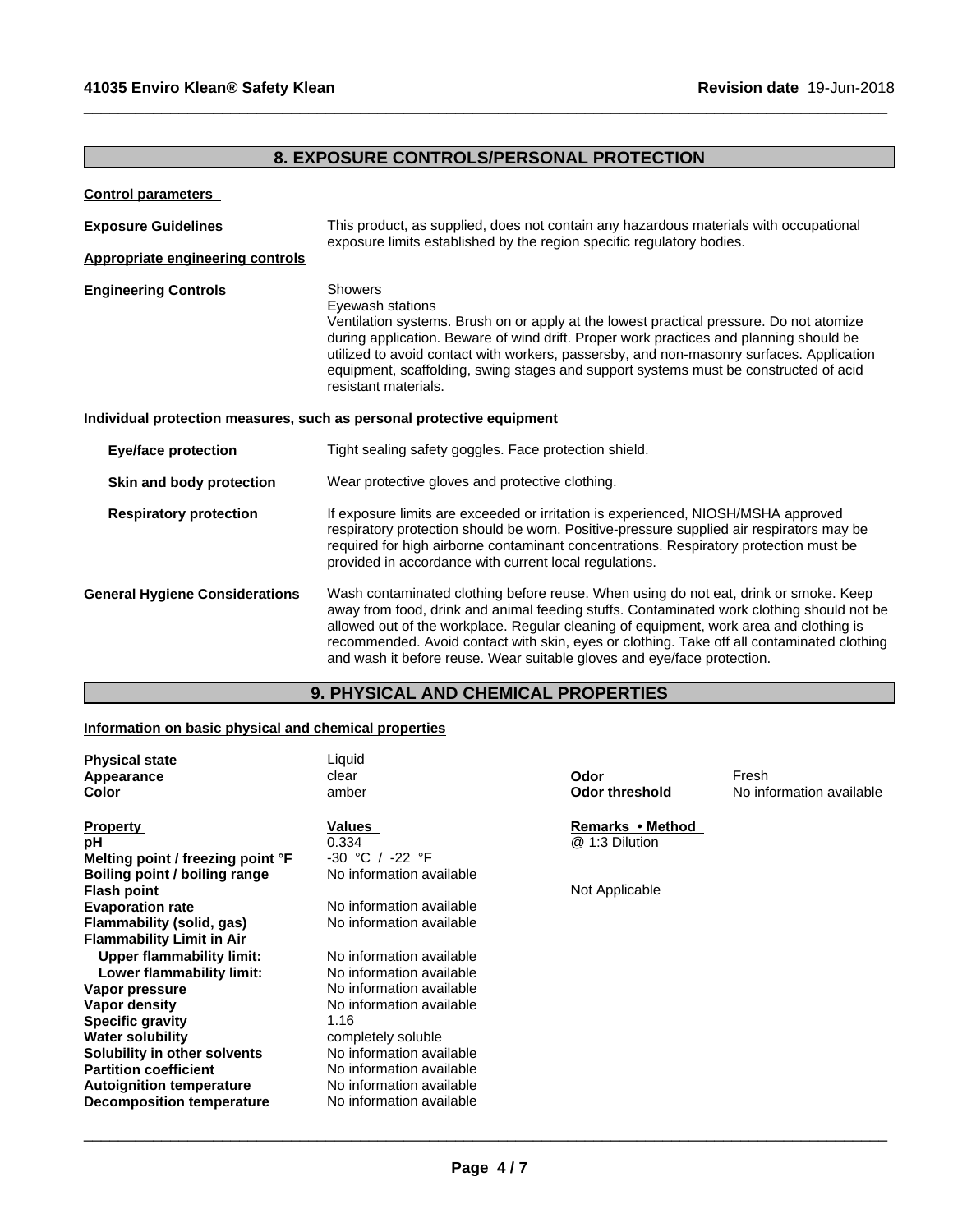## 8. EXPOSURE CONTROLS/PERSONAL PROTECTION

**Control parameters**

**Exposure Guidelines** This product, as supplied, does not contain any hazardous materials with occupational exposure limits established by the region specific regulatory bodies.

**Appropriate engineering controls**

**Engineering Controls**
Showers
Eyewash stations
Ventilation systems. Brush on or apply at the lowest practical pressure. Do not atomize during application. Beware of wind drift. Proper work practices and planning should be utilized to avoid contact with workers, passersby, and non-masonry surfaces. Application equipment, scaffolding, swing stages and support systems must be constructed of acid resistant materials.

**Individual protection measures, such as personal protective equipment**

**Eye/face protection** Tight sealing safety goggles. Face protection shield.

**Skin and body protection** Wear protective gloves and protective clothing.

**Respiratory protection** If exposure limits are exceeded or irritation is experienced, NIOSH/MSHA approved respiratory protection should be worn. Positive-pressure supplied air respirators may be required for high airborne contaminant concentrations. Respiratory protection must be provided in accordance with current local regulations.

**General Hygiene Considerations** Wash contaminated clothing before reuse. When using do not eat, drink or smoke. Keep away from food, drink and animal feeding stuffs. Contaminated work clothing should not be allowed out of the workplace. Regular cleaning of equipment, work area and clothing is recommended. Avoid contact with skin, eyes or clothing. Take off all contaminated clothing and wash it before reuse. Wear suitable gloves and eye/face protection.

## 9. PHYSICAL AND CHEMICAL PROPERTIES

**Information on basic physical and chemical properties**

| | | | |
|---|---|---|---|
| **Physical state** | Liquid | | |
| **Appearance** | clear | **Odor** | Fresh |
| **Color** | amber | **Odor threshold** | No information available |

| **Property** | **Values** | **Remarks • Method** |
|---|---|---|
| **pH** | 0.334 | @ 1:3 Dilution |
| **Melting point / freezing point °F** | -30 °C / -22 °F | |
| **Boiling point / boiling range** | No information available | |
| **Flash point** | | Not Applicable |
| **Evaporation rate** | No information available | |
| **Flammability (solid, gas)** | No information available | |
| **Flammability Limit in Air** | | |
| **Upper flammability limit:** | No information available | |
| **Lower flammability limit:** | No information available | |
| **Vapor pressure** | No information available | |
| **Vapor density** | No information available | |
| **Specific gravity** | 1.16 | |
| **Water solubility** | completely soluble | |
| **Solubility in other solvents** | No information available | |
| **Partition coefficient** | No information available | |
| **Autoignition temperature** | No information available | |
| **Decomposition temperature** | No information available | |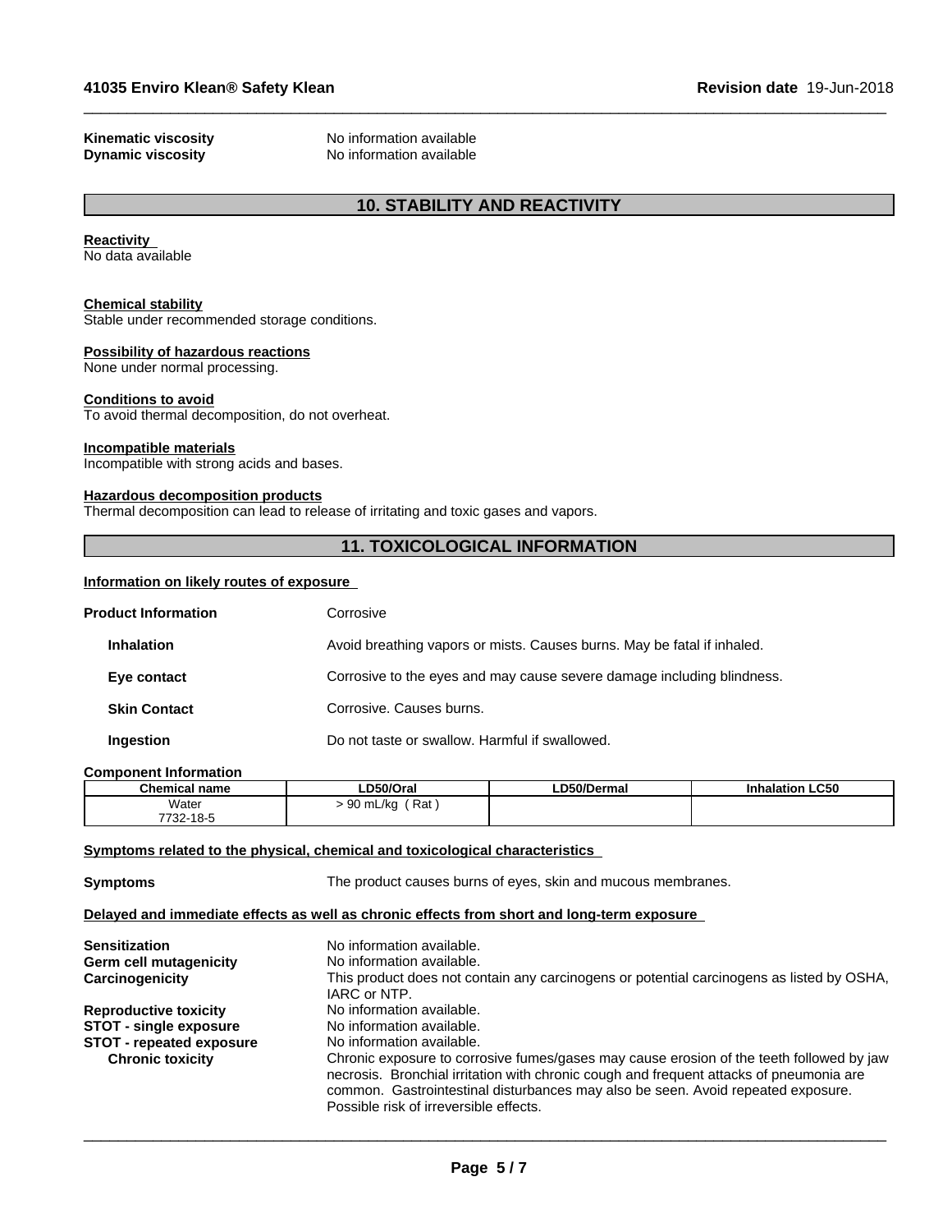**Kinematic viscosity** No information available
**Dynamic viscosity** No information available

## 10. STABILITY AND REACTIVITY

**Reactivity**
No data available

**Chemical stability**
Stable under recommended storage conditions.

**Possibility of hazardous reactions**
None under normal processing.

**Conditions to avoid**
To avoid thermal decomposition, do not overheat.

**Incompatible materials**
Incompatible with strong acids and bases.

**Hazardous decomposition products**
Thermal decomposition can lead to release of irritating and toxic gases and vapors.

## 11. TOXICOLOGICAL INFORMATION

**Information on likely routes of exposure**

**Product Information** Corrosive

**Inhalation** Avoid breathing vapors or mists. Causes burns. May be fatal if inhaled.

**Eye contact** Corrosive to the eyes and may cause severe damage including blindness.

**Skin Contact** Corrosive. Causes burns.

**Ingestion** Do not taste or swallow. Harmful if swallowed.

**Component Information**

| Chemical name | LD50/Oral | LD50/Dermal | Inhalation LC50 |
|---|---|---|---|
| Water 7732-18-5 | > 90 mL/kg ( Rat ) | | |

**Symptoms related to the physical, chemical and toxicological characteristics**

**Symptoms** The product causes burns of eyes, skin and mucous membranes.

**Delayed and immediate effects as well as chronic effects from short and long-term exposure**

**Sensitization** No information available.
**Germ cell mutagenicity** No information available.
**Carcinogenicity** This product does not contain any carcinogens or potential carcinogens as listed by OSHA, IARC or NTP.
**Reproductive toxicity** No information available.
**STOT - single exposure** No information available.
**STOT - repeated exposure** No information available.
**Chronic toxicity** Chronic exposure to corrosive fumes/gases may cause erosion of the teeth followed by jaw necrosis. Bronchial irritation with chronic cough and frequent attacks of pneumonia are common. Gastrointestinal disturbances may also be seen. Avoid repeated exposure. Possible risk of irreversible effects.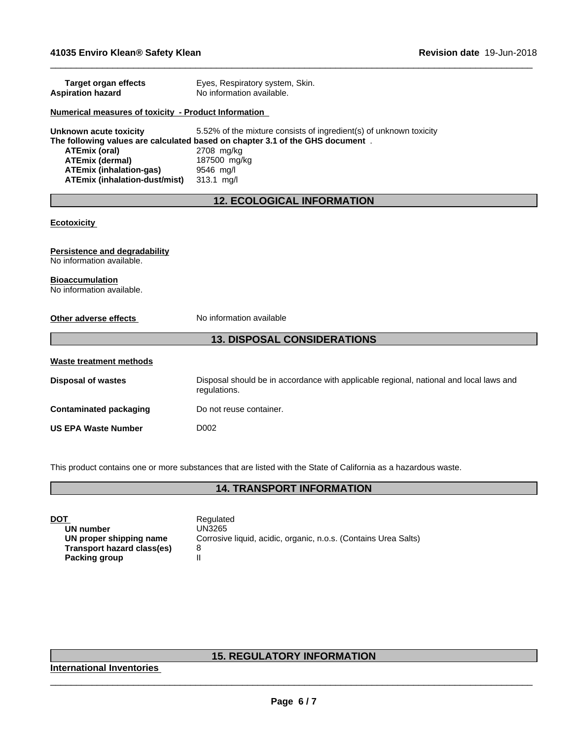| | |
|---|---|
| **Target organ effects** | Eyes, Respiratory system, Skin. |
| **Aspiration hazard** | No information available. |

**Numerical measures of toxicity - Product Information**

**Unknown acute toxicity** 5.52% of the mixture consists of ingredient(s) of unknown toxicity

**The following values are calculated based on chapter 3.1 of the GHS document** .

| | |
|---|---|
| **ATEmix (oral)** | 2708 mg/kg |
| **ATEmix (dermal)** | 187500 mg/kg |
| **ATEmix (inhalation-gas)** | 9546 mg/l |
| **ATEmix (inhalation-dust/mist)** | 313.1 mg/l |

## 12. ECOLOGICAL INFORMATION

**Ecotoxicity**

**Persistence and degradability**
No information available.

**Bioaccumulation**
No information available.

**Other adverse effects** No information available

## 13. DISPOSAL CONSIDERATIONS

**Waste treatment methods**

| | |
|---|---|
| **Disposal of wastes** | Disposal should be in accordance with applicable regional, national and local laws and regulations. |
| **Contaminated packaging** | Do not reuse container. |
| **US EPA Waste Number** | D002 |

This product contains one or more substances that are listed with the State of California as a hazardous waste.

## 14. TRANSPORT INFORMATION

| | |
|---|---|
| **DOT** | Regulated |
| **UN number** | UN3265 |
| **UN proper shipping name** | Corrosive liquid, acidic, organic, n.o.s. (Contains Urea Salts) |
| **Transport hazard class(es)** | 8 |
| **Packing group** | II |

## 15. REGULATORY INFORMATION

**International Inventories**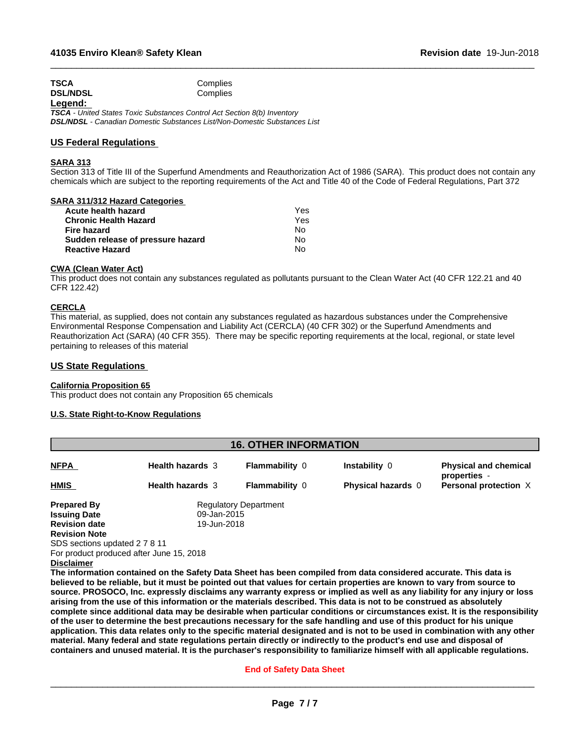| | |
|---|---|
| **TSCA** | Complies |
| **DSL/NDSL** | Complies |

**Legend:**

***TSCA*** *- United States Toxic Substances Control Act Section 8(b) Inventory*
***DSL/NDSL*** *- Canadian Domestic Substances List/Non-Domestic Substances List*

## US Federal Regulations

### SARA 313

Section 313 of Title III of the Superfund Amendments and Reauthorization Act of 1986 (SARA). This product does not contain any chemicals which are subject to the reporting requirements of the Act and Title 40 of the Code of Federal Regulations, Part 372

### SARA 311/312 Hazard Categories

| | |
|---|---|
| **Acute health hazard** | Yes |
| **Chronic Health Hazard** | Yes |
| **Fire hazard** | No |
| **Sudden release of pressure hazard** | No |
| **Reactive Hazard** | No |

### CWA (Clean Water Act)

This product does not contain any substances regulated as pollutants pursuant to the Clean Water Act (40 CFR 122.21 and 40 CFR 122.42)

### CERCLA

This material, as supplied, does not contain any substances regulated as hazardous substances under the Comprehensive Environmental Response Compensation and Liability Act (CERCLA) (40 CFR 302) or the Superfund Amendments and Reauthorization Act (SARA) (40 CFR 355). There may be specific reporting requirements at the local, regional, or state level pertaining to releases of this material

## US State Regulations

### California Proposition 65

This product does not contain any Proposition 65 chemicals

### U.S. State Right-to-Know Regulations

## 16. OTHER INFORMATION

| | | | | |
|---|---|---|---|---|
| **NFPA** | **Health hazards** 3 | **Flammability** 0 | **Instability** 0 | **Physical and chemical properties** - |
| **HMIS** | **Health hazards** 3 | **Flammability** 0 | **Physical hazards** 0 | **Personal protection** X |

| | |
|---|---|
| **Prepared By** | Regulatory Department |
| **Issuing Date** | 09-Jan-2015 |
| **Revision date** | 19-Jun-2018 |

**Revision Note**

SDS sections updated 2 7 8 11

For product produced after June 15, 2018

**Disclaimer**

**The information contained on the Safety Data Sheet has been compiled from data considered accurate. This data is believed to be reliable, but it must be pointed out that values for certain properties are known to vary from source to source. PROSOCO, Inc. expressly disclaims any warranty express or implied as well as any liability for any injury or loss arising from the use of this information or the materials described. This data is not to be construed as absolutely complete since additional data may be desirable when particular conditions or circumstances exist. It is the responsibility of the user to determine the best precautions necessary for the safe handling and use of this product for his unique application. This data relates only to the specific material designated and is not to be used in combination with any other material. Many federal and state regulations pertain directly or indirectly to the product's end use and disposal of containers and unused material. It is the purchaser's responsibility to familiarize himself with all applicable regulations.**

**End of Safety Data Sheet**